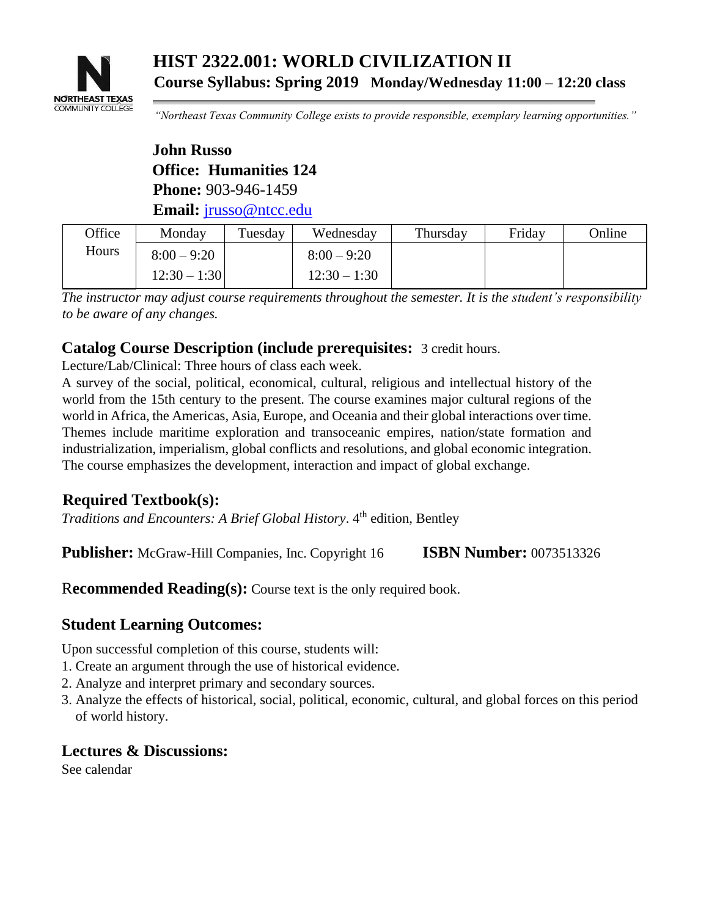# HIST 2322.001: WORLD CIVILIZATION II

**Course Syllabus: Spring 2019 Monday/Wednesday 11:00 – 12:20 class**

*"Northeast Texas Community College exists to provide responsible, exemplary learning opportunities."*

**John Russo**
**Office: Humanities 124**
**Phone:** 903-946-1459
**Email:** jrusso@ntcc.edu

| Office Hours | Monday | Tuesday | Wednesday | Thursday | Friday | Online |
|---|---|---|---|---|---|---|
| | 8:00 – 9:20<br>12:30 – 1:30 | | 8:00 – 9:20<br>12:30 – 1:30 | | | |

*The instructor may adjust course requirements throughout the semester. It is the student's responsibility to be aware of any changes.*

## Catalog Course Description (include prerequisites: 3 credit hours.

Lecture/Lab/Clinical: Three hours of class each week.

A survey of the social, political, economical, cultural, religious and intellectual history of the world from the 15th century to the present. The course examines major cultural regions of the world in Africa, the Americas, Asia, Europe, and Oceania and their global interactions over time. Themes include maritime exploration and transoceanic empires, nation/state formation and industrialization, imperialism, global conflicts and resolutions, and global economic integration. The course emphasizes the development, interaction and impact of global exchange.

## Required Textbook(s):

*Traditions and Encounters: A Brief Global History*. 4th edition, Bentley

**Publisher:** McGraw-Hill Companies, Inc. Copyright 16 **ISBN Number:** 0073513326

**Recommended Reading(s):** Course text is the only required book.

## Student Learning Outcomes:

Upon successful completion of this course, students will:

1. Create an argument through the use of historical evidence.
2. Analyze and interpret primary and secondary sources.
3. Analyze the effects of historical, social, political, economic, cultural, and global forces on this period of world history.

## Lectures & Discussions:

See calendar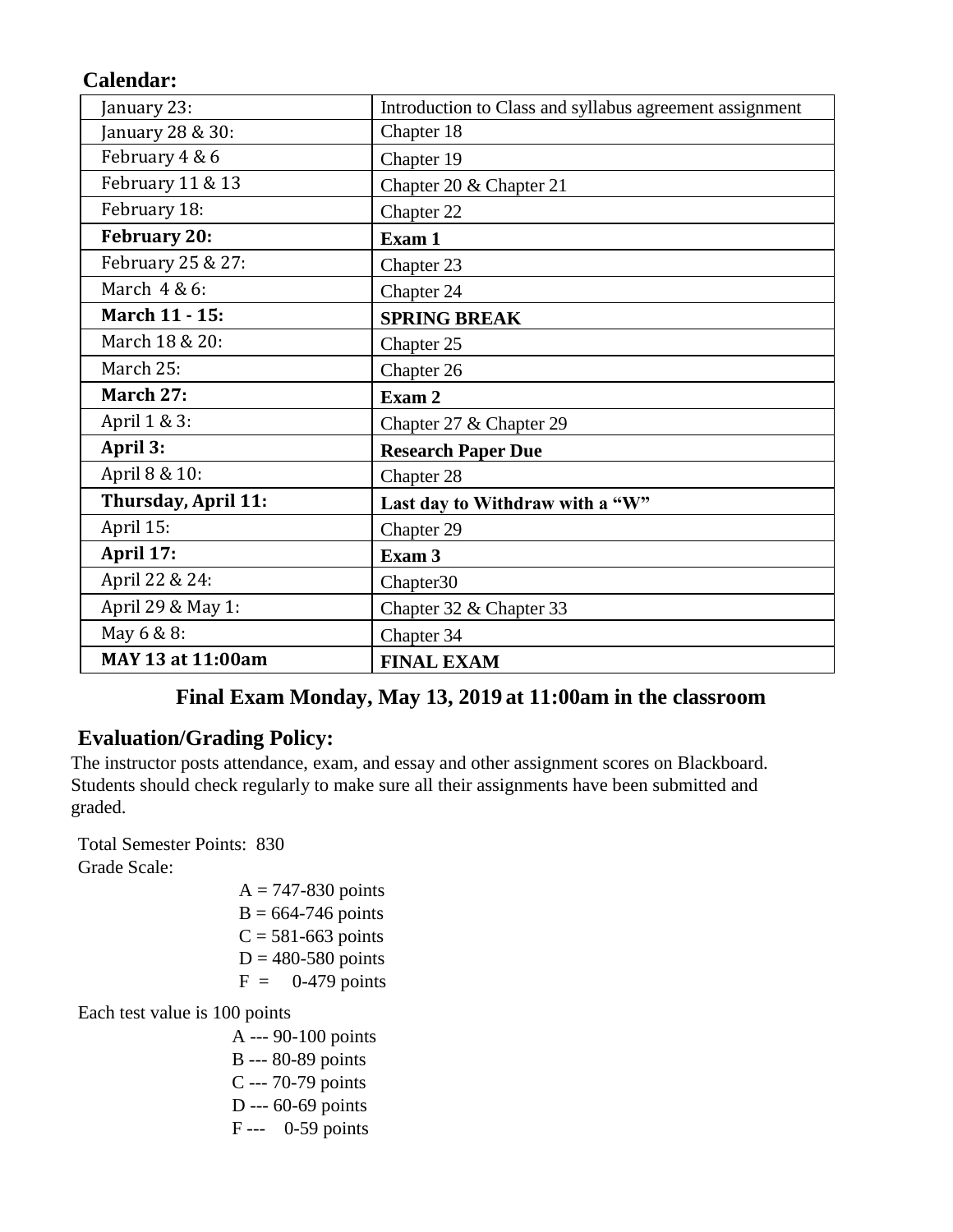## Calendar:

| | |
|---|---|
| January 23: | Introduction to Class and syllabus agreement assignment |
| January 28 & 30: | Chapter 18 |
| February 4 & 6 | Chapter 19 |
| February 11 & 13 | Chapter 20 & Chapter 21 |
| February 18: | Chapter 22 |
| **February 20:** | **Exam 1** |
| February 25 & 27: | Chapter 23 |
| March 4 & 6: | Chapter 24 |
| **March 11 - 15:** | **SPRING BREAK** |
| March 18 & 20: | Chapter 25 |
| March 25: | Chapter 26 |
| **March 27:** | **Exam 2** |
| April 1 & 3: | Chapter 27 & Chapter 29 |
| **April 3:** | **Research Paper Due** |
| April 8 & 10: | Chapter 28 |
| **Thursday, April 11:** | **Last day to Withdraw with a "W"** |
| April 15: | Chapter 29 |
| **April 17:** | **Exam 3** |
| April 22 & 24: | Chapter30 |
| April 29 & May 1: | Chapter 32 & Chapter 33 |
| May 6 & 8: | Chapter 34 |
| **MAY 13 at 11:00am** | **FINAL EXAM** |

**Final Exam Monday, May 13, 2019 at 11:00am in the classroom**

## Evaluation/Grading Policy:

The instructor posts attendance, exam, and essay and other assignment scores on Blackboard. Students should check regularly to make sure all their assignments have been submitted and graded.

Total Semester Points: 830

Grade Scale:

- A = 747-830 points
- B = 664-746 points
- C = 581-663 points
- D = 480-580 points
- F = 0-479 points

Each test value is 100 points

- A --- 90-100 points
- B --- 80-89 points
- C --- 70-79 points
- D --- 60-69 points
- F --- 0-59 points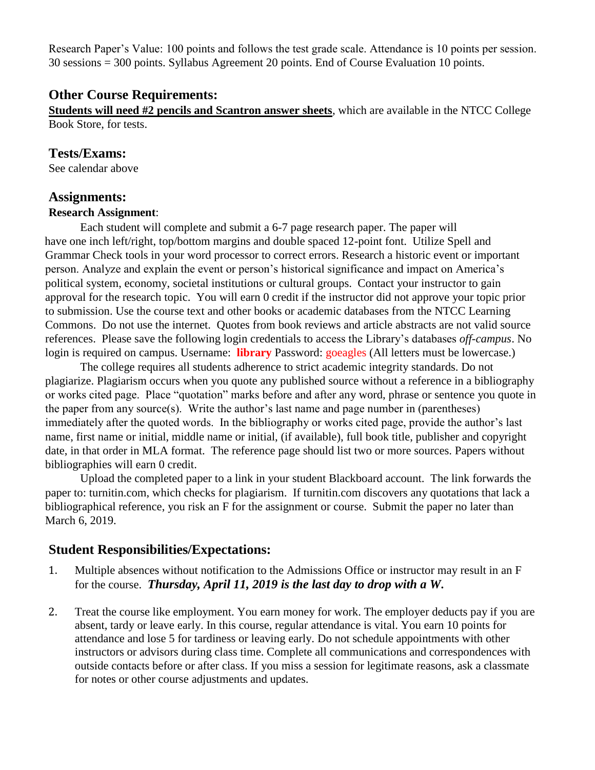Research Paper's Value: 100 points and follows the test grade scale. Attendance is 10 points per session. 30 sessions = 300 points. Syllabus Agreement 20 points. End of Course Evaluation 10 points.

## Other Course Requirements:

**Students will need #2 pencils and Scantron answer sheets**, which are available in the NTCC College Book Store, for tests.

## Tests/Exams:

See calendar above

## Assignments:

**Research Assignment**:

Each student will complete and submit a 6-7 page research paper. The paper will have one inch left/right, top/bottom margins and double spaced 12-point font. Utilize Spell and Grammar Check tools in your word processor to correct errors. Research a historic event or important person. Analyze and explain the event or person's historical significance and impact on America's political system, economy, societal institutions or cultural groups. Contact your instructor to gain approval for the research topic. You will earn 0 credit if the instructor did not approve your topic prior to submission. Use the course text and other books or academic databases from the NTCC Learning Commons. Do not use the internet. Quotes from book reviews and article abstracts are not valid source references. Please save the following login credentials to access the Library's databases *off-campus*. No login is required on campus. Username: **library** Password: goeagles (All letters must be lowercase.)

The college requires all students adherence to strict academic integrity standards. Do not plagiarize. Plagiarism occurs when you quote any published source without a reference in a bibliography or works cited page. Place "quotation" marks before and after any word, phrase or sentence you quote in the paper from any source(s). Write the author's last name and page number in (parentheses) immediately after the quoted words. In the bibliography or works cited page, provide the author's last name, first name or initial, middle name or initial, (if available), full book title, publisher and copyright date, in that order in MLA format. The reference page should list two or more sources. Papers without bibliographies will earn 0 credit.

Upload the completed paper to a link in your student Blackboard account. The link forwards the paper to: turnitin.com, which checks for plagiarism. If turnitin.com discovers any quotations that lack a bibliographical reference, you risk an F for the assignment or course. Submit the paper no later than March 6, 2019.

## Student Responsibilities/Expectations:

1. Multiple absences without notification to the Admissions Office or instructor may result in an F for the course. ***Thursday, April 11, 2019 is the last day to drop with a W.***

2. Treat the course like employment. You earn money for work. The employer deducts pay if you are absent, tardy or leave early. In this course, regular attendance is vital. You earn 10 points for attendance and lose 5 for tardiness or leaving early. Do not schedule appointments with other instructors or advisors during class time. Complete all communications and correspondences with outside contacts before or after class. If you miss a session for legitimate reasons, ask a classmate for notes or other course adjustments and updates.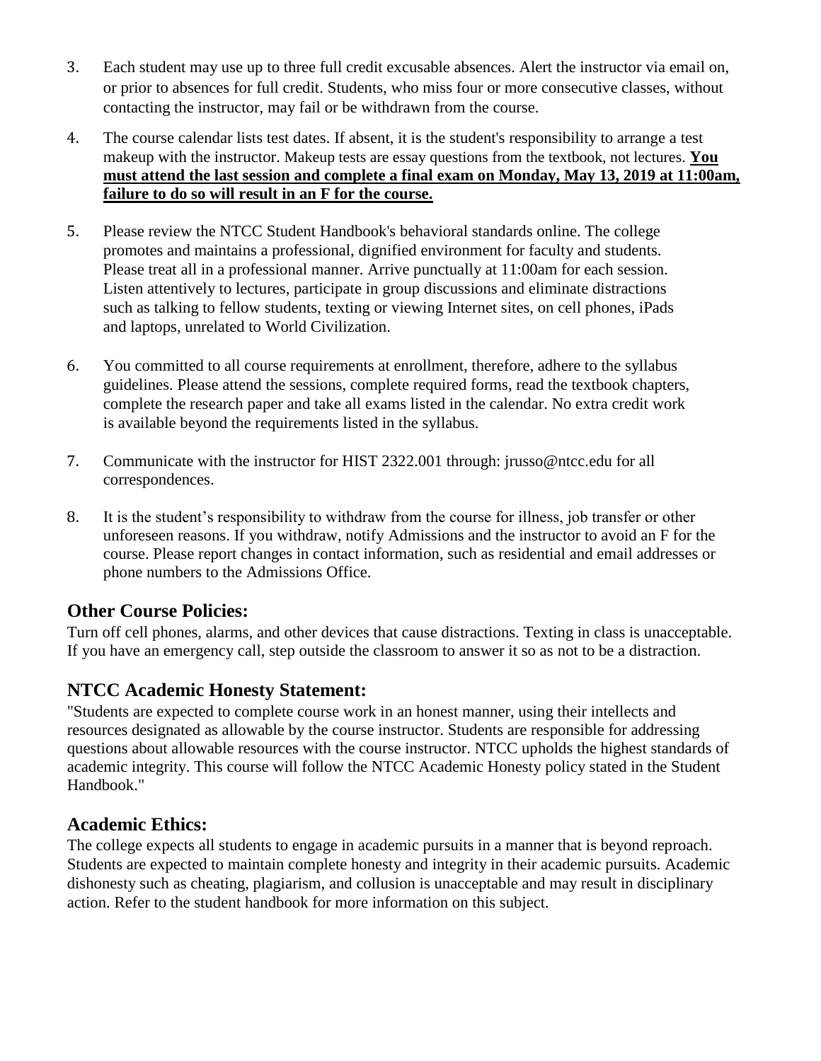3. Each student may use up to three full credit excusable absences. Alert the instructor via email on, or prior to absences for full credit. Students, who miss four or more consecutive classes, without contacting the instructor, may fail or be withdrawn from the course.

4. The course calendar lists test dates. If absent, it is the student's responsibility to arrange a test makeup with the instructor. Makeup tests are essay questions from the textbook, not lectures. **You must attend the last session and complete a final exam on Monday, May 13, 2019 at 11:00am, failure to do so will result in an F for the course.**

5. Please review the NTCC Student Handbook's behavioral standards online. The college promotes and maintains a professional, dignified environment for faculty and students. Please treat all in a professional manner. Arrive punctually at 11:00am for each session. Listen attentively to lectures, participate in group discussions and eliminate distractions such as talking to fellow students, texting or viewing Internet sites, on cell phones, iPads and laptops, unrelated to World Civilization.

6. You committed to all course requirements at enrollment, therefore, adhere to the syllabus guidelines. Please attend the sessions, complete required forms, read the textbook chapters, complete the research paper and take all exams listed in the calendar. No extra credit work is available beyond the requirements listed in the syllabus.

7. Communicate with the instructor for HIST 2322.001 through: jrusso@ntcc.edu for all correspondences.

8. It is the student's responsibility to withdraw from the course for illness, job transfer or other unforeseen reasons. If you withdraw, notify Admissions and the instructor to avoid an F for the course. Please report changes in contact information, such as residential and email addresses or phone numbers to the Admissions Office.

## Other Course Policies:

Turn off cell phones, alarms, and other devices that cause distractions. Texting in class is unacceptable. If you have an emergency call, step outside the classroom to answer it so as not to be a distraction.

## NTCC Academic Honesty Statement:

"Students are expected to complete course work in an honest manner, using their intellects and resources designated as allowable by the course instructor. Students are responsible for addressing questions about allowable resources with the course instructor. NTCC upholds the highest standards of academic integrity. This course will follow the NTCC Academic Honesty policy stated in the Student Handbook."

## Academic Ethics:

The college expects all students to engage in academic pursuits in a manner that is beyond reproach. Students are expected to maintain complete honesty and integrity in their academic pursuits. Academic dishonesty such as cheating, plagiarism, and collusion is unacceptable and may result in disciplinary action. Refer to the student handbook for more information on this subject.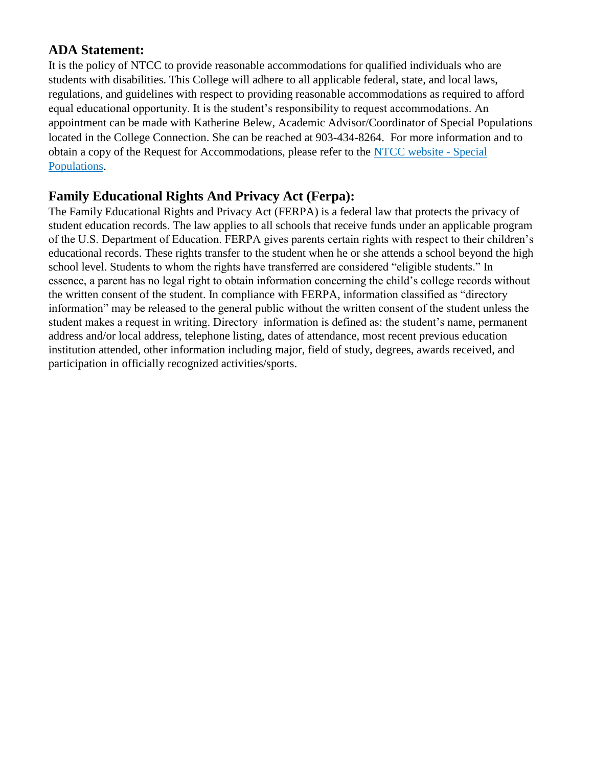## ADA Statement:

It is the policy of NTCC to provide reasonable accommodations for qualified individuals who are students with disabilities. This College will adhere to all applicable federal, state, and local laws, regulations, and guidelines with respect to providing reasonable accommodations as required to afford equal educational opportunity. It is the student's responsibility to request accommodations. An appointment can be made with Katherine Belew, Academic Advisor/Coordinator of Special Populations located in the College Connection. She can be reached at 903-434-8264. For more information and to obtain a copy of the Request for Accommodations, please refer to the NTCC website - Special Populations.

## Family Educational Rights And Privacy Act (Ferpa):

The Family Educational Rights and Privacy Act (FERPA) is a federal law that protects the privacy of student education records. The law applies to all schools that receive funds under an applicable program of the U.S. Department of Education. FERPA gives parents certain rights with respect to their children's educational records. These rights transfer to the student when he or she attends a school beyond the high school level. Students to whom the rights have transferred are considered "eligible students." In essence, a parent has no legal right to obtain information concerning the child's college records without the written consent of the student. In compliance with FERPA, information classified as "directory information" may be released to the general public without the written consent of the student unless the student makes a request in writing. Directory information is defined as: the student's name, permanent address and/or local address, telephone listing, dates of attendance, most recent previous education institution attended, other information including major, field of study, degrees, awards received, and participation in officially recognized activities/sports.